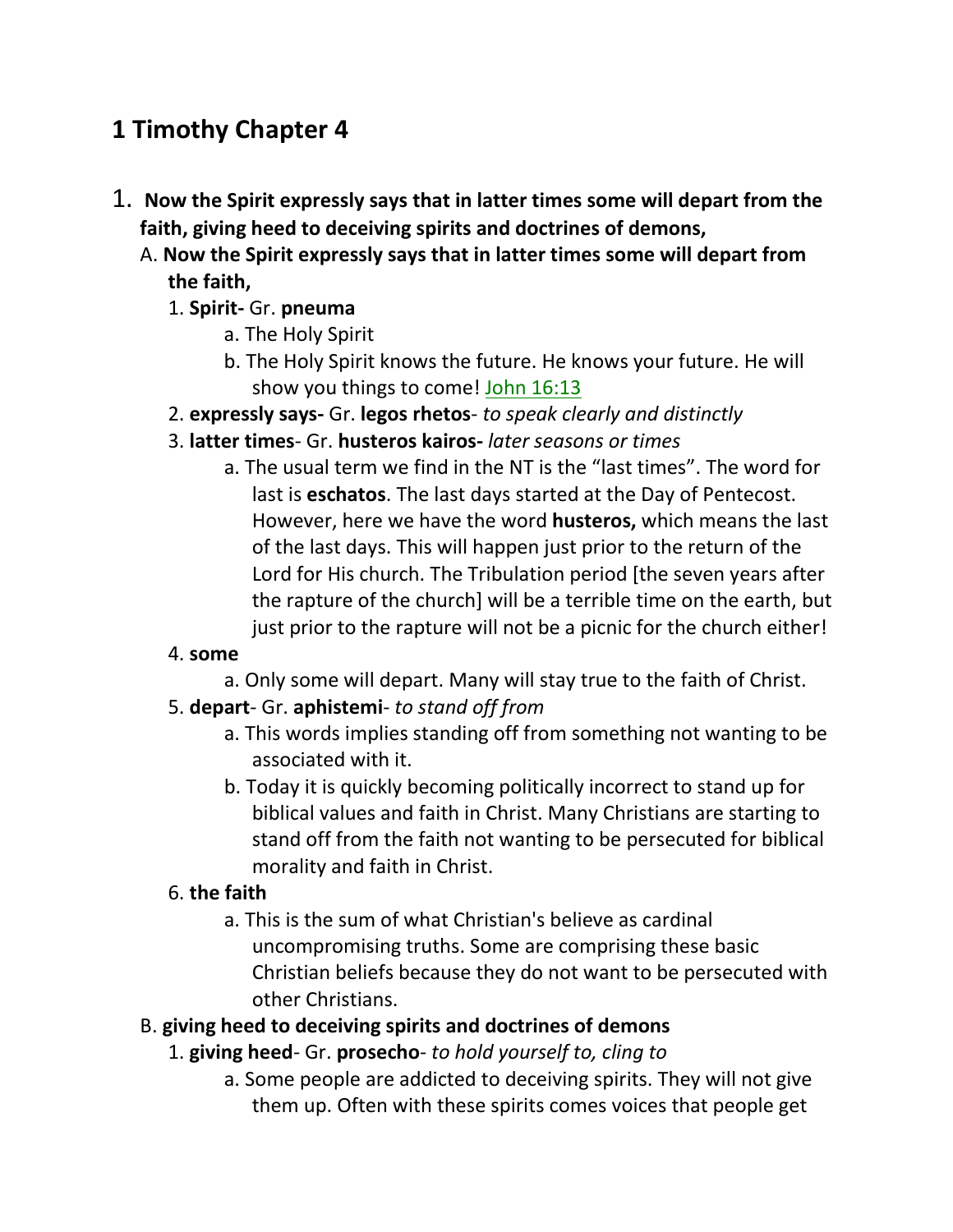# 1 Timothy Chapter 4

1. **Now the Spirit expressly says that in latter times some will depart from the faith, giving heed to deceiving spirits and doctrines of demons,**
   A. **Now the Spirit expressly says that in latter times some will depart from the faith,**
      1. **Spirit-** Gr. **pneuma**
         a. The Holy Spirit
         b. The Holy Spirit knows the future. He knows your future. He will show you things to come! John 16:13
      2. **expressly says-** Gr. **legos rhetos**- *to speak clearly and distinctly*
      3. **latter times**- Gr. **husteros kairos-** *later seasons or times*
         a. The usual term we find in the NT is the "last times". The word for last is **eschatos**. The last days started at the Day of Pentecost. However, here we have the word **husteros,** which means the last of the last days. This will happen just prior to the return of the Lord for His church. The Tribulation period [the seven years after the rapture of the church] will be a terrible time on the earth, but just prior to the rapture will not be a picnic for the church either!
      4. **some**
         a. Only some will depart. Many will stay true to the faith of Christ.
      5. **depart**- Gr. **aphistemi**- *to stand off from*
         a. This words implies standing off from something not wanting to be associated with it.
         b. Today it is quickly becoming politically incorrect to stand up for biblical values and faith in Christ. Many Christians are starting to stand off from the faith not wanting to be persecuted for biblical morality and faith in Christ.
      6. **the faith**
         a. This is the sum of what Christian's believe as cardinal uncompromising truths. Some are comprising these basic Christian beliefs because they do not want to be persecuted with other Christians.
   B. **giving heed to deceiving spirits and doctrines of demons**
      1. **giving heed**- Gr. **prosecho**- *to hold yourself to, cling to*
         a. Some people are addicted to deceiving spirits. They will not give them up. Often with these spirits comes voices that people get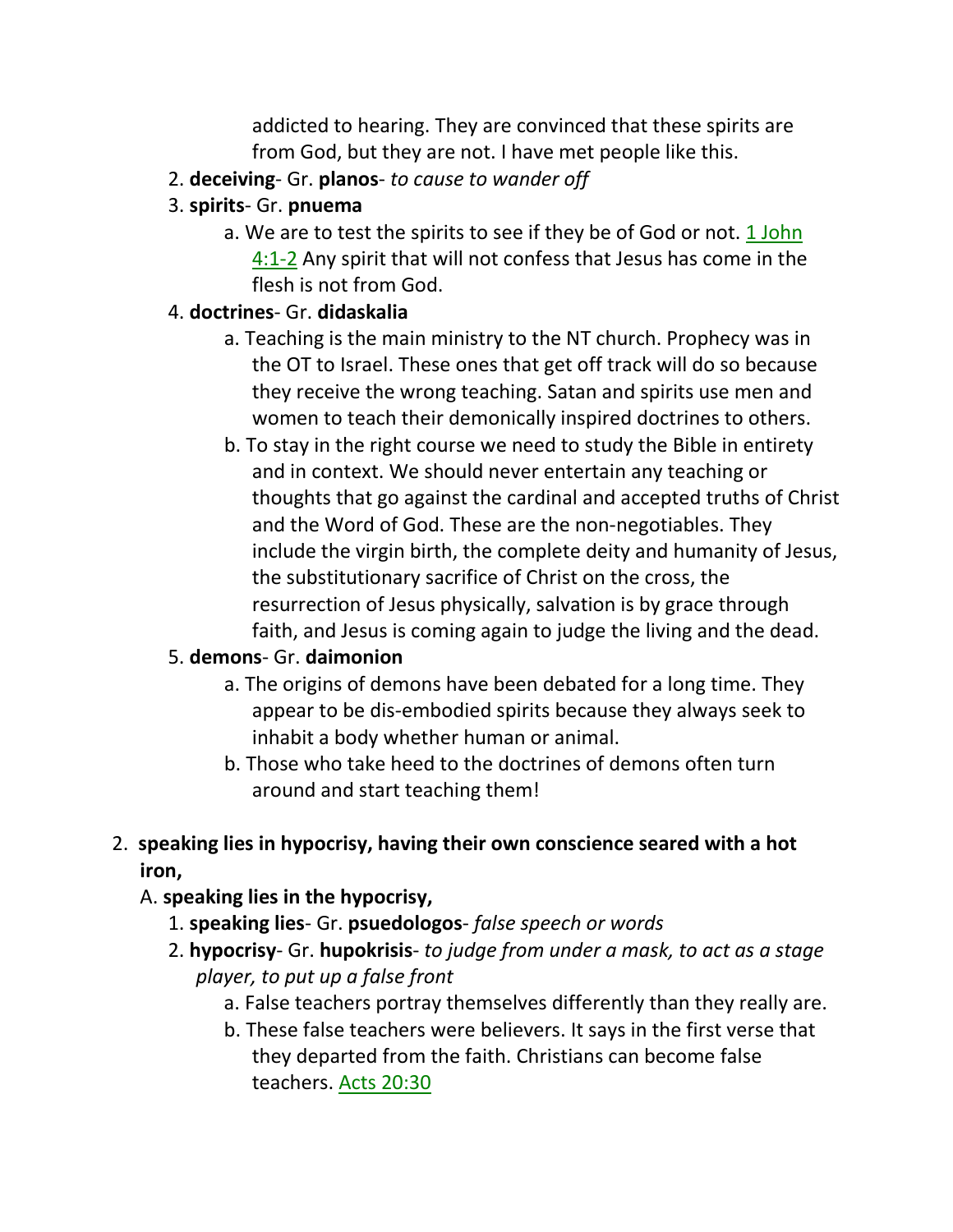addicted to hearing. They are convinced that these spirits are from God, but they are not. I have met people like this.

2. **deceiving**- Gr. **planos**- *to cause to wander off*
3. **spirits**- Gr. **pnuema**
   a. We are to test the spirits to see if they be of God or not. 1 John 4:1-2 Any spirit that will not confess that Jesus has come in the flesh is not from God.
4. **doctrines**- Gr. **didaskalia**
   a. Teaching is the main ministry to the NT church. Prophecy was in the OT to Israel. These ones that get off track will do so because they receive the wrong teaching. Satan and spirits use men and women to teach their demonically inspired doctrines to others.
   b. To stay in the right course we need to study the Bible in entirety and in context. We should never entertain any teaching or thoughts that go against the cardinal and accepted truths of Christ and the Word of God. These are the non-negotiables. They include the virgin birth, the complete deity and humanity of Jesus, the substitutionary sacrifice of Christ on the cross, the resurrection of Jesus physically, salvation is by grace through faith, and Jesus is coming again to judge the living and the dead.
5. **demons**- Gr. **daimonion**
   a. The origins of demons have been debated for a long time. They appear to be dis-embodied spirits because they always seek to inhabit a body whether human or animal.
   b. Those who take heed to the doctrines of demons often turn around and start teaching them!

2. **speaking lies in hypocrisy, having their own conscience seared with a hot iron,**

A. **speaking lies in the hypocrisy,**

1. **speaking lies**- Gr. **psuedologos**- *false speech or words*
2. **hypocrisy**- Gr. **hupokrisis**- *to judge from under a mask, to act as a stage player, to put up a false front*
   a. False teachers portray themselves differently than they really are.
   b. These false teachers were believers. It says in the first verse that they departed from the faith. Christians can become false teachers. Acts 20:30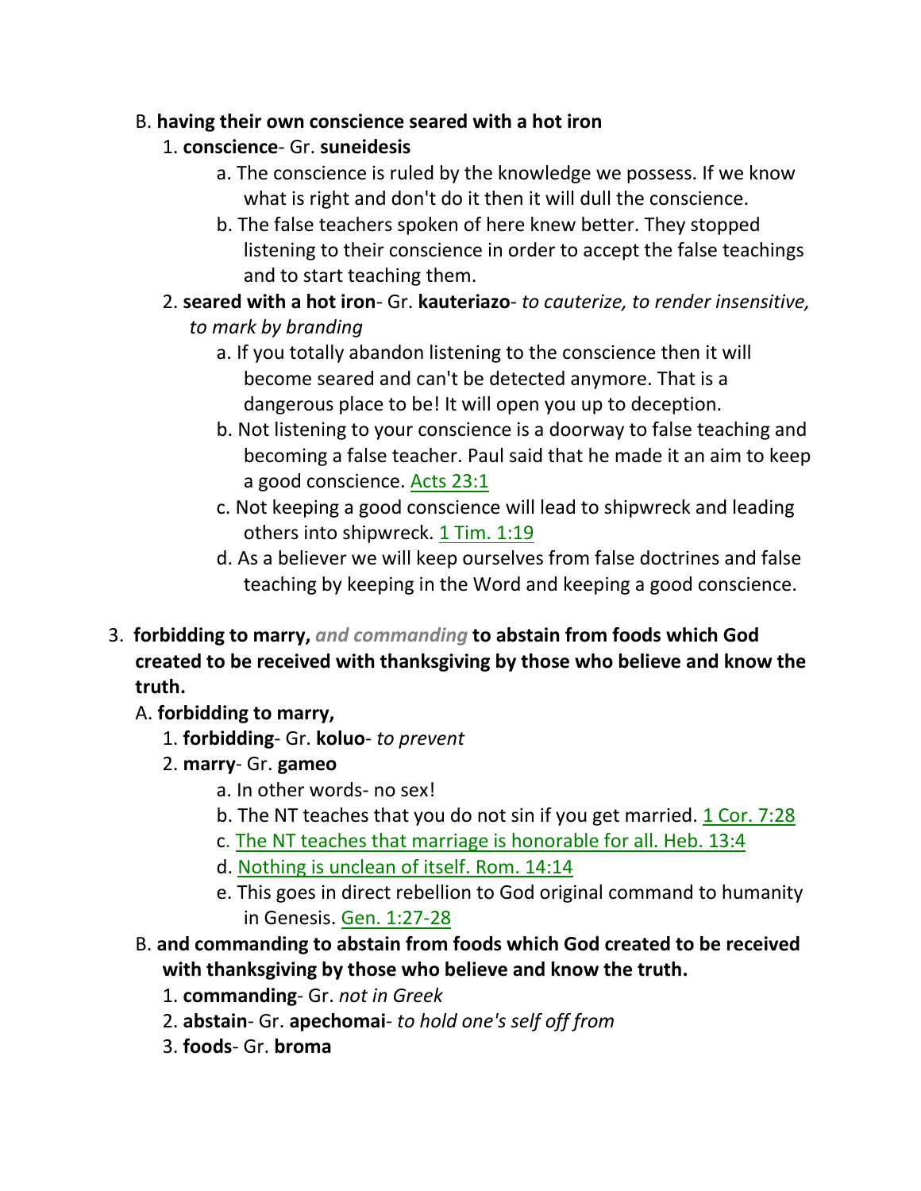B. **having their own conscience seared with a hot iron**

1. **conscience**- Gr. **suneidesis**
    a. The conscience is ruled by the knowledge we possess. If we know what is right and don't do it then it will dull the conscience.
    b. The false teachers spoken of here knew better. They stopped listening to their conscience in order to accept the false teachings and to start teaching them.
2. **seared with a hot iron**- Gr. **kauteriazo**- *to cauterize, to render insensitive, to mark by branding*
    a. If you totally abandon listening to the conscience then it will become seared and can't be detected anymore. That is a dangerous place to be! It will open you up to deception.
    b. Not listening to your conscience is a doorway to false teaching and becoming a false teacher. Paul said that he made it an aim to keep a good conscience. Acts 23:1
    c. Not keeping a good conscience will lead to shipwreck and leading others into shipwreck. 1 Tim. 1:19
    d. As a believer we will keep ourselves from false doctrines and false teaching by keeping in the Word and keeping a good conscience.

3. **forbidding to marry,** ***and commanding*** **to abstain from foods which God created to be received with thanksgiving by those who believe and know the truth.**

A. **forbidding to marry,**

1. **forbidding**- Gr. **koluo**- *to prevent*
2. **marry**- Gr. **gameo**
    a. In other words- no sex!
    b. The NT teaches that you do not sin if you get married. 1 Cor. 7:28
    c. The NT teaches that marriage is honorable for all. Heb. 13:4
    d. Nothing is unclean of itself. Rom. 14:14
    e. This goes in direct rebellion to God original command to humanity in Genesis. Gen. 1:27-28

B. **and commanding to abstain from foods which God created to be received with thanksgiving by those who believe and know the truth.**

1. **commanding**- Gr. *not in Greek*
2. **abstain**- Gr. **apechomai**- *to hold one's self off from*
3. **foods**- Gr. **broma**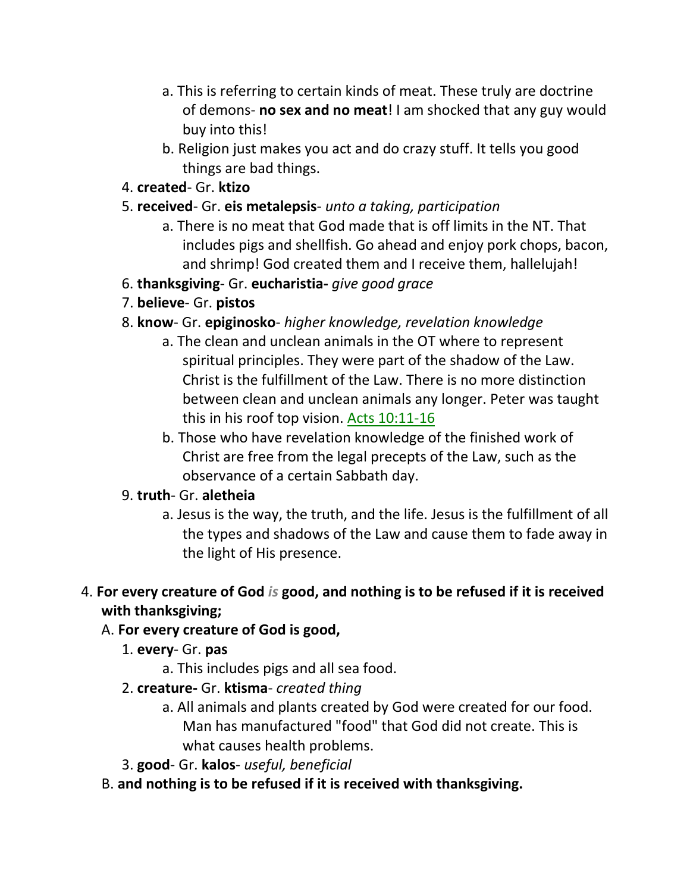a. This is referring to certain kinds of meat. These truly are doctrine of demons- **no sex and no meat**! I am shocked that any guy would buy into this!
   b. Religion just makes you act and do crazy stuff. It tells you good things are bad things.

4. **created**- Gr. **ktizo**
5. **received**- Gr. **eis metalepsis**- *unto a taking, participation*
   a. There is no meat that God made that is off limits in the NT. That includes pigs and shellfish. Go ahead and enjoy pork chops, bacon, and shrimp! God created them and I receive them, hallelujah!
6. **thanksgiving**- Gr. **eucharistia-** *give good grace*
7. **believe**- Gr. **pistos**
8. **know**- Gr. **epiginosko**- *higher knowledge, revelation knowledge*
   a. The clean and unclean animals in the OT where to represent spiritual principles. They were part of the shadow of the Law. Christ is the fulfillment of the Law. There is no more distinction between clean and unclean animals any longer. Peter was taught this in his roof top vision. Acts 10:11-16
   b. Those who have revelation knowledge of the finished work of Christ are free from the legal precepts of the Law, such as the observance of a certain Sabbath day.
9. **truth**- Gr. **aletheia**
   a. Jesus is the way, the truth, and the life. Jesus is the fulfillment of all the types and shadows of the Law and cause them to fade away in the light of His presence.

4. **For every creature of God** ***is*** **good, and nothing is to be refused if it is received with thanksgiving;**

A. **For every creature of God is good,**

1. **every**- Gr. **pas**
   a. This includes pigs and all sea food.
2. **creature-** Gr. **ktisma**- *created thing*
   a. All animals and plants created by God were created for our food. Man has manufactured "food" that God did not create. This is what causes health problems.
3. **good**- Gr. **kalos**- *useful, beneficial*

B. **and nothing is to be refused if it is received with thanksgiving.**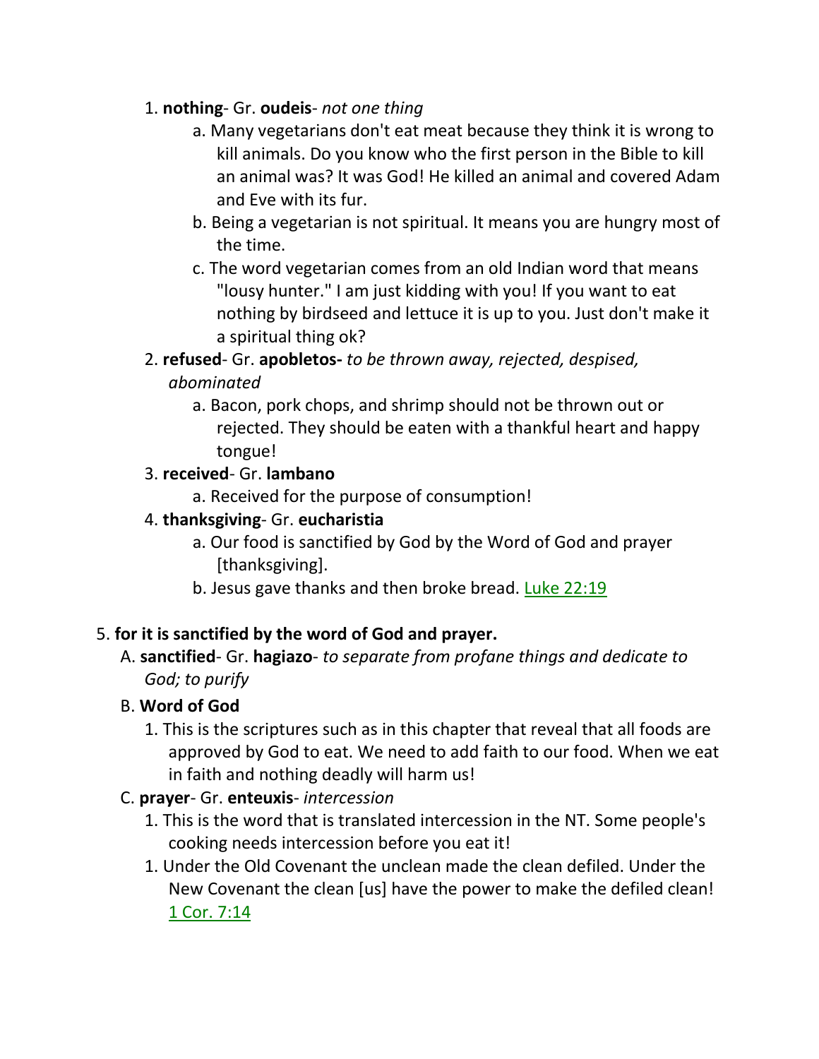1. **nothing**- Gr. **oudeis**- *not one thing*
    a. Many vegetarians don't eat meat because they think it is wrong to kill animals. Do you know who the first person in the Bible to kill an animal was? It was God! He killed an animal and covered Adam and Eve with its fur.
    b. Being a vegetarian is not spiritual. It means you are hungry most of the time.
    c. The word vegetarian comes from an old Indian word that means "lousy hunter." I am just kidding with you! If you want to eat nothing by birdseed and lettuce it is up to you. Just don't make it a spiritual thing ok?
2. **refused**- Gr. **apobletos-** *to be thrown away, rejected, despised, abominated*
    a. Bacon, pork chops, and shrimp should not be thrown out or rejected. They should be eaten with a thankful heart and happy tongue!
3. **received**- Gr. **lambano**
    a. Received for the purpose of consumption!
4. **thanksgiving**- Gr. **eucharistia**
    a. Our food is sanctified by God by the Word of God and prayer [thanksgiving].
    b. Jesus gave thanks and then broke bread. Luke 22:19

5. **for it is sanctified by the word of God and prayer.**
    A. **sanctified**- Gr. **hagiazo**- *to separate from profane things and dedicate to God; to purify*
    B. **Word of God**
        1. This is the scriptures such as in this chapter that reveal that all foods are approved by God to eat. We need to add faith to our food. When we eat in faith and nothing deadly will harm us!
    C. **prayer**- Gr. **enteuxis**- *intercession*
        1. This is the word that is translated intercession in the NT. Some people's cooking needs intercession before you eat it!
        1. Under the Old Covenant the unclean made the clean defiled. Under the New Covenant the clean [us] have the power to make the defiled clean! 1 Cor. 7:14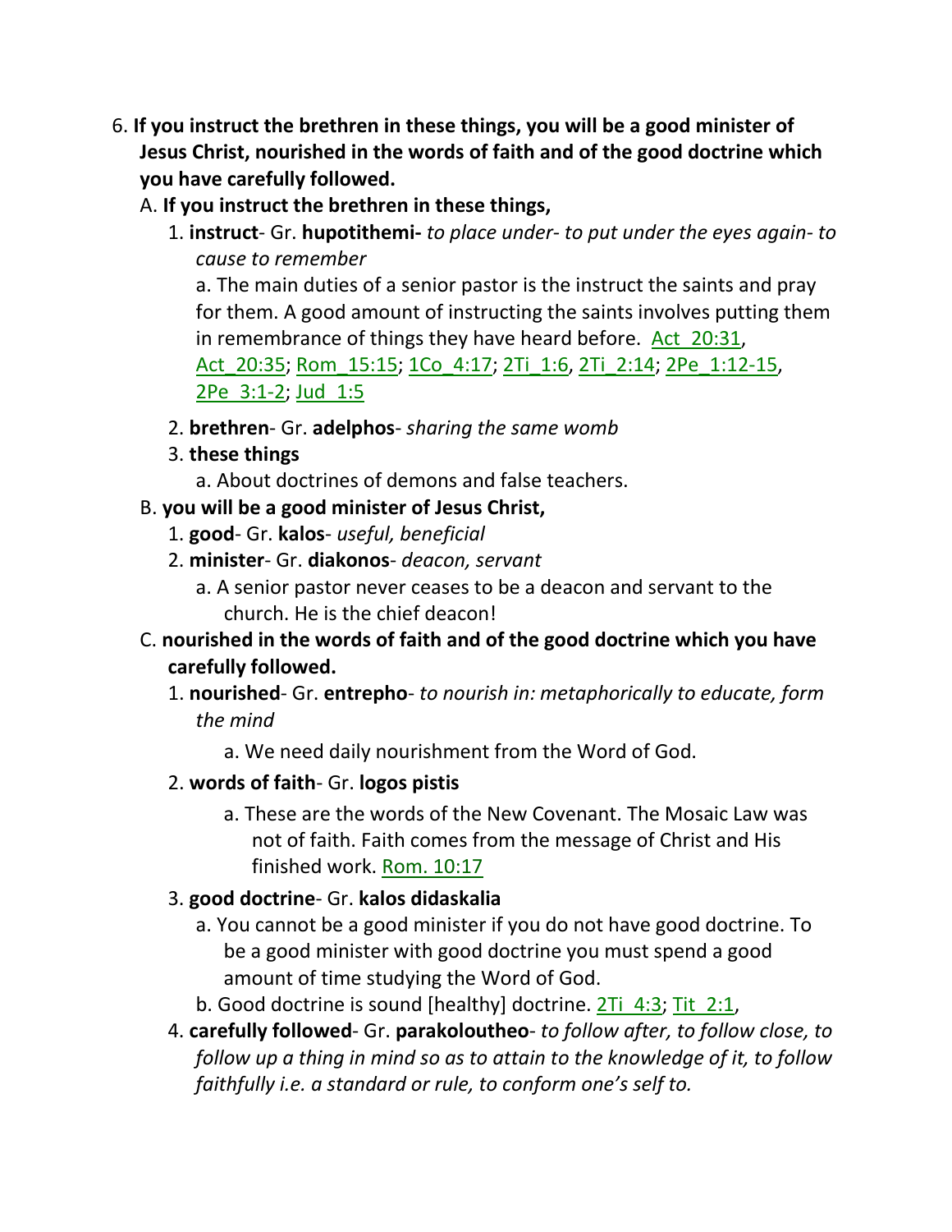6. **If you instruct the brethren in these things, you will be a good minister of Jesus Christ, nourished in the words of faith and of the good doctrine which you have carefully followed.**

   A. **If you instruct the brethren in these things,**

      1. **instruct**- Gr. **hupotithemi-** *to place under- to put under the eyes again- to cause to remember*

         a. The main duties of a senior pastor is the instruct the saints and pray for them. A good amount of instructing the saints involves putting them in remembrance of things they have heard before. Act_20:31, Act_20:35; Rom_15:15; 1Co_4:17; 2Ti_1:6, 2Ti_2:14; 2Pe_1:12-15, 2Pe_3:1-2; Jud_1:5

      2. **brethren**- Gr. **adelphos**- *sharing the same womb*

      3. **these things**

         a. About doctrines of demons and false teachers.

   B. **you will be a good minister of Jesus Christ,**

      1. **good**- Gr. **kalos**- *useful, beneficial*

      2. **minister**- Gr. **diakonos**- *deacon, servant*

         a. A senior pastor never ceases to be a deacon and servant to the church. He is the chief deacon!

   C. **nourished in the words of faith and of the good doctrine which you have carefully followed.**

      1. **nourished**- Gr. **entrepho**- *to nourish in: metaphorically to educate, form the mind*

         a. We need daily nourishment from the Word of God.

      2. **words of faith**- Gr. **logos pistis**

         a. These are the words of the New Covenant. The Mosaic Law was not of faith. Faith comes from the message of Christ and His finished work. Rom. 10:17

      3. **good doctrine**- Gr. **kalos didaskalia**

         a. You cannot be a good minister if you do not have good doctrine. To be a good minister with good doctrine you must spend a good amount of time studying the Word of God.

         b. Good doctrine is sound [healthy] doctrine. 2Ti_4:3; Tit_2:1,

      4. **carefully followed**- Gr. **parakoloutheo**- *to follow after, to follow close, to follow up a thing in mind so as to attain to the knowledge of it, to follow faithfully i.e. a standard or rule, to conform one's self to.*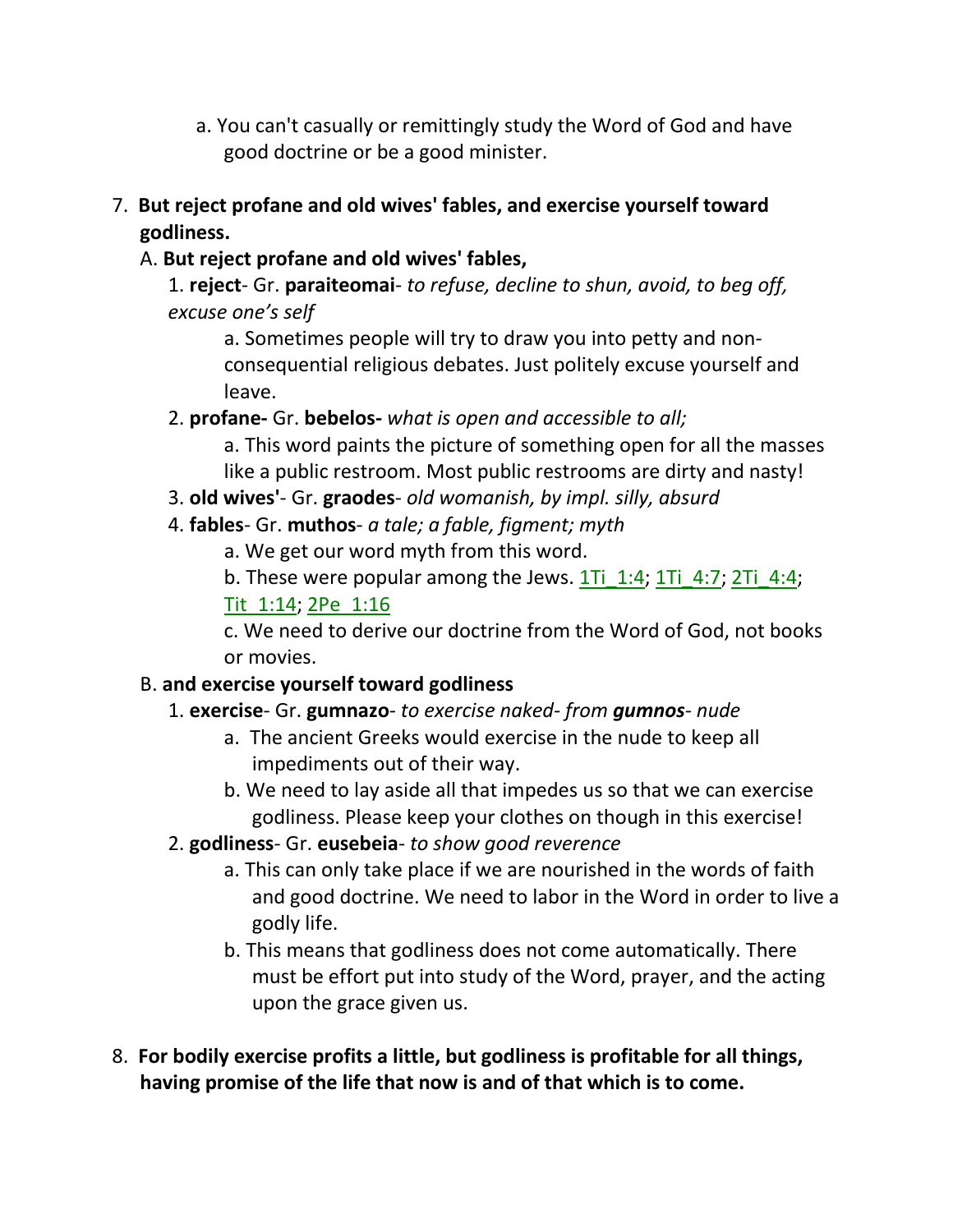a. You can't casually or remittingly study the Word of God and have good doctrine or be a good minister.

7. **But reject profane and old wives' fables, and exercise yourself toward godliness.**

   A. **But reject profane and old wives' fables,**

   1. **reject**- Gr. **paraiteomai**- *to refuse, decline to shun, avoid, to beg off, excuse one's self*

      a. Sometimes people will try to draw you into petty and non-consequential religious debates. Just politely excuse yourself and leave.

   2. **profane-** Gr. **bebelos-** *what is open and accessible to all;*

      a. This word paints the picture of something open for all the masses like a public restroom. Most public restrooms are dirty and nasty!

   3. **old wives'**- Gr. **graodes**- *old womanish, by impl. silly, absurd*

   4. **fables**- Gr. **muthos**- *a tale; a fable, figment; myth*

      a. We get our word myth from this word.

      b. These were popular among the Jews. 1Ti_1:4; 1Ti_4:7; 2Ti_4:4; Tit_1:14; 2Pe_1:16

      c. We need to derive our doctrine from the Word of God, not books or movies.

   B. **and exercise yourself toward godliness**

   1. **exercise**- Gr. **gumnazo**- *to exercise naked- from **gumnos**- nude*

      a. The ancient Greeks would exercise in the nude to keep all impediments out of their way.

      b. We need to lay aside all that impedes us so that we can exercise godliness. Please keep your clothes on though in this exercise!

   2. **godliness**- Gr. **eusebeia**- *to show good reverence*

      a. This can only take place if we are nourished in the words of faith and good doctrine. We need to labor in the Word in order to live a godly life.

      b. This means that godliness does not come automatically. There must be effort put into study of the Word, prayer, and the acting upon the grace given us.

8. **For bodily exercise profits a little, but godliness is profitable for all things, having promise of the life that now is and of that which is to come.**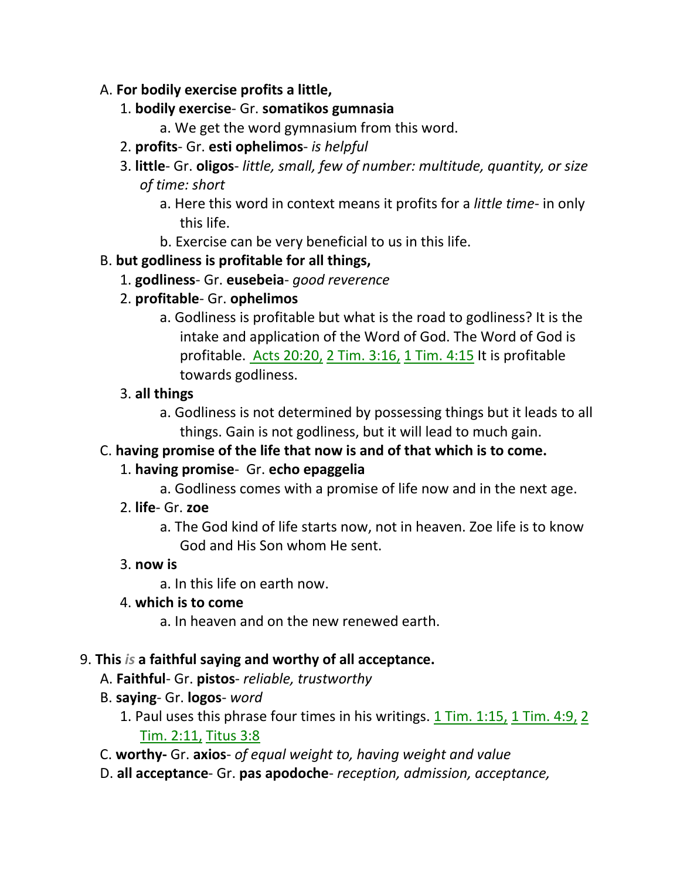A. **For bodily exercise profits a little,**

1. **bodily exercise**- Gr. **somatikos gumnasia**
    a. We get the word gymnasium from this word.
2. **profits**- Gr. **esti ophelimos**- *is helpful*
3. **little**- Gr. **oligos**- *little, small, few of number: multitude, quantity, or size of time: short*
    a. Here this word in context means it profits for a *little time*- in only this life.
    b. Exercise can be very beneficial to us in this life.

B. **but godliness is profitable for all things,**

1. **godliness**- Gr. **eusebeia**- *good reverence*
2. **profitable**- Gr. **ophelimos**
    a. Godliness is profitable but what is the road to godliness? It is the intake and application of the Word of God. The Word of God is profitable. Acts 20:20, 2 Tim. 3:16, 1 Tim. 4:15 It is profitable towards godliness.
3. **all things**
    a. Godliness is not determined by possessing things but it leads to all things. Gain is not godliness, but it will lead to much gain.

C. **having promise of the life that now is and of that which is to come.**

1. **having promise**- Gr. **echo epaggelia**
    a. Godliness comes with a promise of life now and in the next age.
2. **life**- Gr. **zoe**
    a. The God kind of life starts now, not in heaven. Zoe life is to know God and His Son whom He sent.
3. **now is**
    a. In this life on earth now.
4. **which is to come**
    a. In heaven and on the new renewed earth.

9. **This *is* a faithful saying and worthy of all acceptance.**

A. **Faithful**- Gr. **pistos**- *reliable, trustworthy*

B. **saying**- Gr. **logos**- *word*

1. Paul uses this phrase four times in his writings. 1 Tim. 1:15, 1 Tim. 4:9, 2 Tim. 2:11, Titus 3:8

C. **worthy-** Gr. **axios**- *of equal weight to, having weight and value*

D. **all acceptance**- Gr. **pas apodoche**- *reception, admission, acceptance,*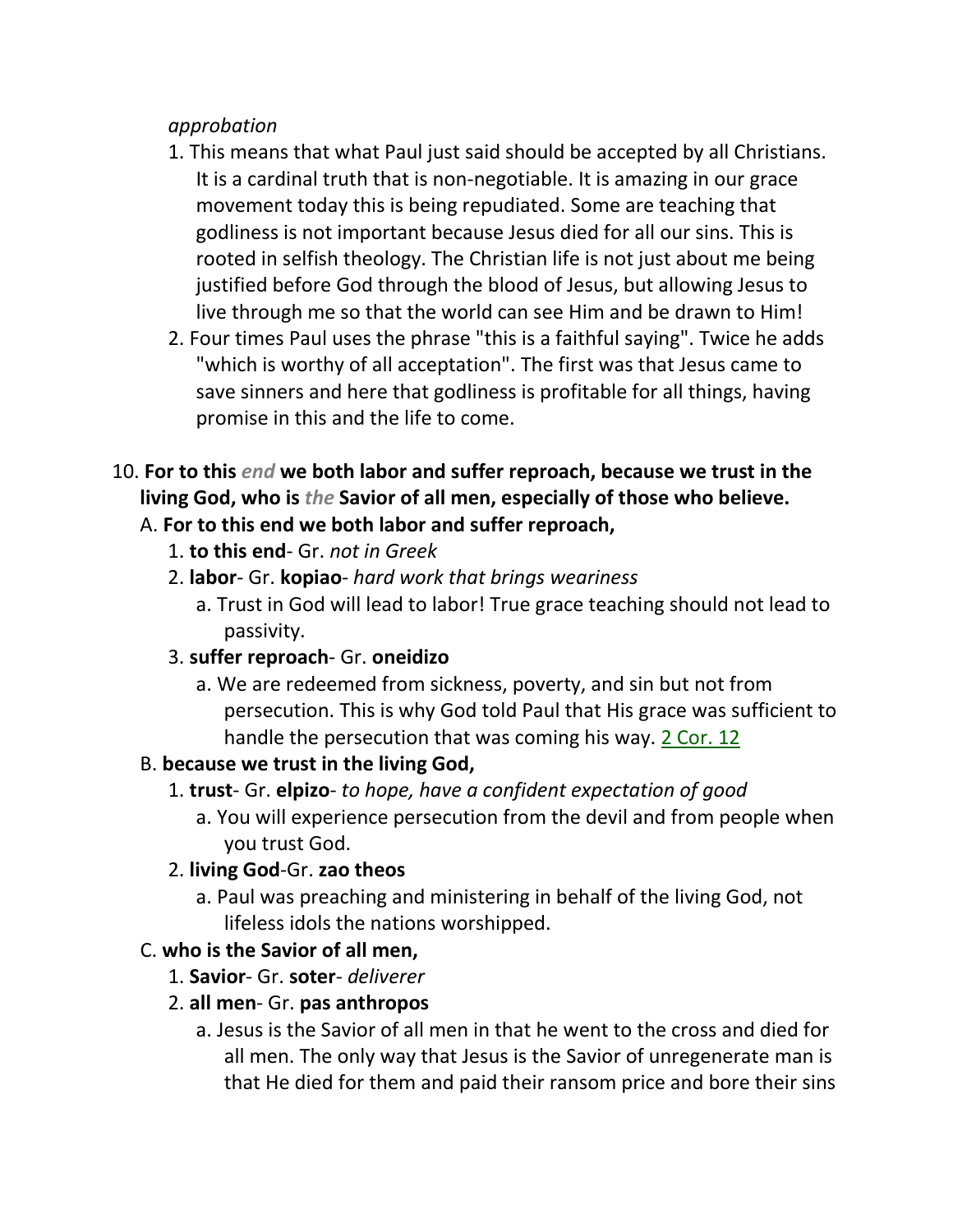*approbation*

1. This means that what Paul just said should be accepted by all Christians. It is a cardinal truth that is non-negotiable. It is amazing in our grace movement today this is being repudiated. Some are teaching that godliness is not important because Jesus died for all our sins. This is rooted in selfish theology. The Christian life is not just about me being justified before God through the blood of Jesus, but allowing Jesus to live through me so that the world can see Him and be drawn to Him!
2. Four times Paul uses the phrase "this is a faithful saying". Twice he adds "which is worthy of all acceptation". The first was that Jesus came to save sinners and here that godliness is profitable for all things, having promise in this and the life to come.

10. **For to this *end* we both labor and suffer reproach, because we trust in the living God, who is *the* Savior of all men, especially of those who believe.**

A. **For to this end we both labor and suffer reproach,**

1. **to this end**- Gr. *not in Greek*
2. **labor**- Gr. **kopiao**- *hard work that brings weariness*
   a. Trust in God will lead to labor! True grace teaching should not lead to passivity.
3. **suffer reproach**- Gr. **oneidizo**
   a. We are redeemed from sickness, poverty, and sin but not from persecution. This is why God told Paul that His grace was sufficient to handle the persecution that was coming his way. 2 Cor. 12

B. **because we trust in the living God,**

1. **trust**- Gr. **elpizo**- *to hope, have a confident expectation of good*
   a. You will experience persecution from the devil and from people when you trust God.
2. **living God**-Gr. **zao theos**
   a. Paul was preaching and ministering in behalf of the living God, not lifeless idols the nations worshipped.

C. **who is the Savior of all men,**

1. **Savior**- Gr. **soter**- *deliverer*
2. **all men**- Gr. **pas anthropos**
   a. Jesus is the Savior of all men in that he went to the cross and died for all men. The only way that Jesus is the Savior of unregenerate man is that He died for them and paid their ransom price and bore their sins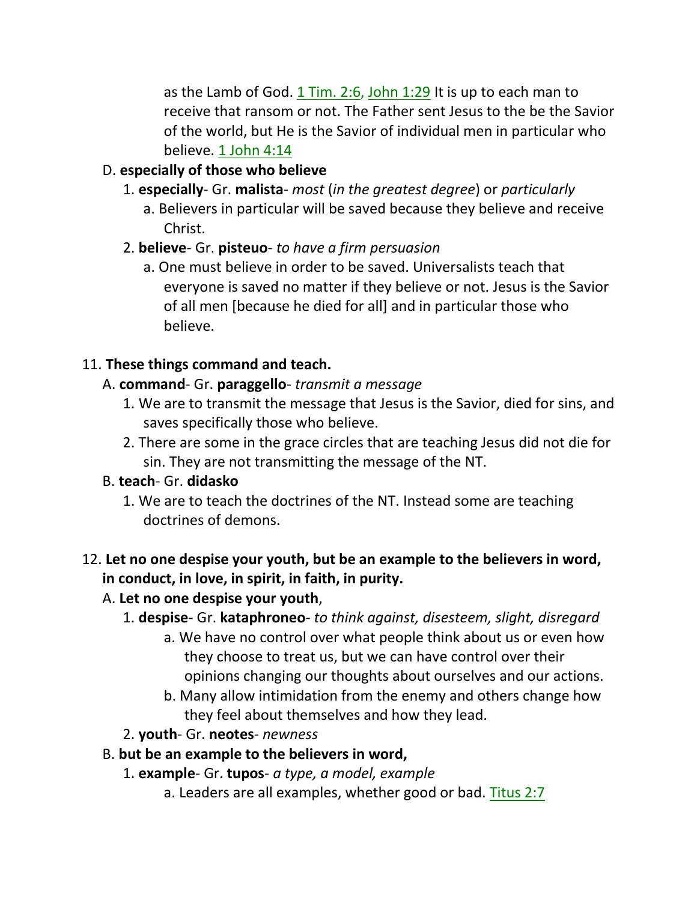as the Lamb of God. 1 Tim. 2:6, John 1:29 It is up to each man to receive that ransom or not. The Father sent Jesus to the be the Savior of the world, but He is the Savior of individual men in particular who believe. 1 John 4:14

D. **especially of those who believe**
   1. **especially**- Gr. **malista**- *most* (*in the greatest degree*) or *particularly*
      a. Believers in particular will be saved because they believe and receive Christ.
   2. **believe**- Gr. **pisteuo**- *to have a firm persuasion*
      a. One must believe in order to be saved. Universalists teach that everyone is saved no matter if they believe or not. Jesus is the Savior of all men [because he died for all] and in particular those who believe.

11. **These things command and teach.**
   A. **command**- Gr. **paraggello**- *transmit a message*
      1. We are to transmit the message that Jesus is the Savior, died for sins, and saves specifically those who believe.
      2. There are some in the grace circles that are teaching Jesus did not die for sin. They are not transmitting the message of the NT.
   B. **teach**- Gr. **didasko**
      1. We are to teach the doctrines of the NT. Instead some are teaching doctrines of demons.

12. **Let no one despise your youth, but be an example to the believers in word, in conduct, in love, in spirit, in faith, in purity.**
   A. **Let no one despise your youth**,
      1. **despise**- Gr. **kataphroneo**- *to think against, disesteem, slight, disregard*
         a. We have no control over what people think about us or even how they choose to treat us, but we can have control over their opinions changing our thoughts about ourselves and our actions.
         b. Many allow intimidation from the enemy and others change how they feel about themselves and how they lead.
      2. **youth**- Gr. **neotes**- *newness*
   B. **but be an example to the believers in word,**
      1. **example**- Gr. **tupos**- *a type, a model, example*
         a. Leaders are all examples, whether good or bad. Titus 2:7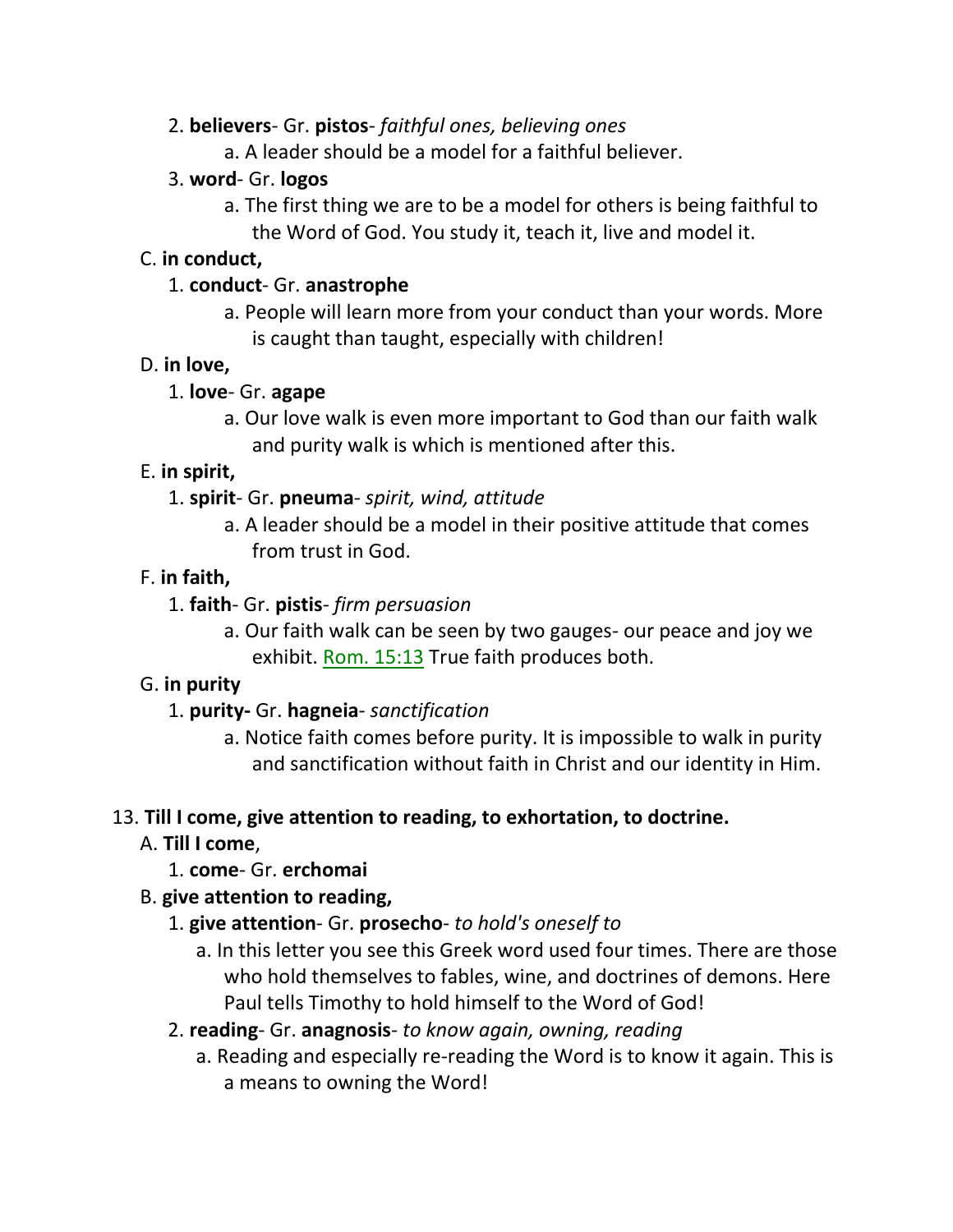2. **believers**- Gr. **pistos**- *faithful ones, believing ones*
    a. A leader should be a model for a faithful believer.
3. **word**- Gr. **logos**
    a. The first thing we are to be a model for others is being faithful to the Word of God. You study it, teach it, live and model it.

C. **in conduct,**
  1. **conduct**- Gr. **anastrophe**
      a. People will learn more from your conduct than your words. More is caught than taught, especially with children!

D. **in love,**
  1. **love**- Gr. **agape**
      a. Our love walk is even more important to God than our faith walk and purity walk is which is mentioned after this.

E. **in spirit,**
  1. **spirit**- Gr. **pneuma**- *spirit, wind, attitude*
      a. A leader should be a model in their positive attitude that comes from trust in God.

F. **in faith,**
  1. **faith**- Gr. **pistis**- *firm persuasion*
      a. Our faith walk can be seen by two gauges- our peace and joy we exhibit. Rom. 15:13 True faith produces both.

G. **in purity**
  1. **purity-** Gr. **hagneia**- *sanctification*
      a. Notice faith comes before purity. It is impossible to walk in purity and sanctification without faith in Christ and our identity in Him.

13. **Till I come, give attention to reading, to exhortation, to doctrine.**

A. **Till I come**,
  1. **come**- Gr. **erchomai**

B. **give attention to reading,**
  1. **give attention**- Gr. **prosecho**- *to hold's oneself to*
      a. In this letter you see this Greek word used four times. There are those who hold themselves to fables, wine, and doctrines of demons. Here Paul tells Timothy to hold himself to the Word of God!
  2. **reading**- Gr. **anagnosis**- *to know again, owning, reading*
      a. Reading and especially re-reading the Word is to know it again. This is a means to owning the Word!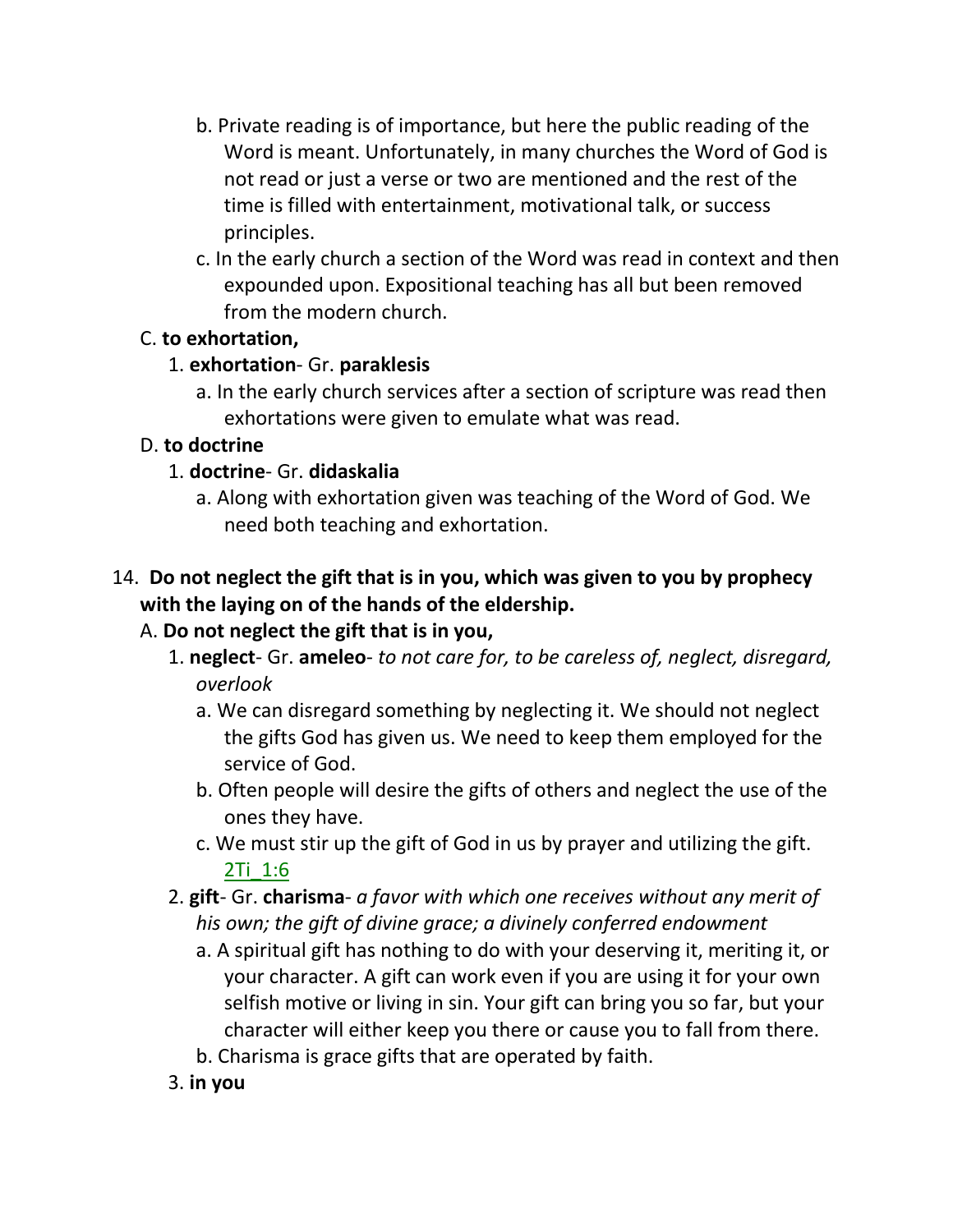b. Private reading is of importance, but here the public reading of the Word is meant. Unfortunately, in many churches the Word of God is not read or just a verse or two are mentioned and the rest of the time is filled with entertainment, motivational talk, or success principles.

c. In the early church a section of the Word was read in context and then expounded upon. Expositional teaching has all but been removed from the modern church.

C. **to exhortation,**

1. **exhortation**- Gr. **paraklesis**

a. In the early church services after a section of scripture was read then exhortations were given to emulate what was read.

D. **to doctrine**

1. **doctrine**- Gr. **didaskalia**

a. Along with exhortation given was teaching of the Word of God. We need both teaching and exhortation.

14. **Do not neglect the gift that is in you, which was given to you by prophecy with the laying on of the hands of the eldership.**

A. **Do not neglect the gift that is in you,**

1. **neglect**- Gr. **ameleo**- *to not care for, to be careless of, neglect, disregard, overlook*

a. We can disregard something by neglecting it. We should not neglect the gifts God has given us. We need to keep them employed for the service of God.

b. Often people will desire the gifts of others and neglect the use of the ones they have.

c. We must stir up the gift of God in us by prayer and utilizing the gift. 2Ti_1:6

2. **gift**- Gr. **charisma**- *a favor with which one receives without any merit of his own; the gift of divine grace; a divinely conferred endowment*

a. A spiritual gift has nothing to do with your deserving it, meriting it, or your character. A gift can work even if you are using it for your own selfish motive or living in sin. Your gift can bring you so far, but your character will either keep you there or cause you to fall from there.

b. Charisma is grace gifts that are operated by faith.

3. **in you**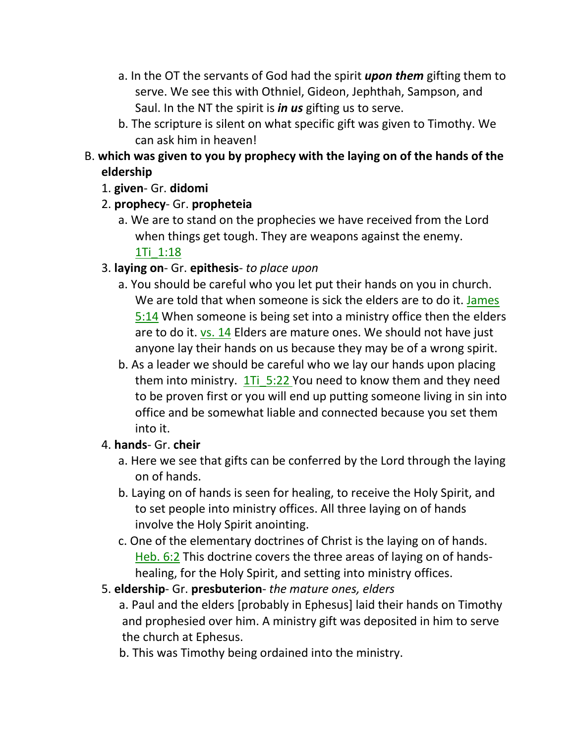a. In the OT the servants of God had the spirit ***upon them*** gifting them to serve. We see this with Othniel, Gideon, Jephthah, Sampson, and Saul. In the NT the spirit is ***in us*** gifting us to serve.
   b. The scripture is silent on what specific gift was given to Timothy. We can ask him in heaven!

B. **which was given to you by prophecy with the laying on of the hands of the eldership**

1. **given**- Gr. **didomi**
2. **prophecy**- Gr. **propheteia**
   a. We are to stand on the prophecies we have received from the Lord when things get tough. They are weapons against the enemy. 1Ti_1:18
3. **laying on**- Gr. **epithesis**- *to place upon*
   a. You should be careful who you let put their hands on you in church. We are told that when someone is sick the elders are to do it. James 5:14 When someone is being set into a ministry office then the elders are to do it. vs. 14 Elders are mature ones. We should not have just anyone lay their hands on us because they may be of a wrong spirit.
   b. As a leader we should be careful who we lay our hands upon placing them into ministry. 1Ti_5:22 You need to know them and they need to be proven first or you will end up putting someone living in sin into office and be somewhat liable and connected because you set them into it.
4. **hands**- Gr. **cheir**
   a. Here we see that gifts can be conferred by the Lord through the laying on of hands.
   b. Laying on of hands is seen for healing, to receive the Holy Spirit, and to set people into ministry offices. All three laying on of hands involve the Holy Spirit anointing.
   c. One of the elementary doctrines of Christ is the laying on of hands. Heb. 6:2 This doctrine covers the three areas of laying on of hands- healing, for the Holy Spirit, and setting into ministry offices.
5. **eldership**- Gr. **presbuterion**- *the mature ones, elders*
   a. Paul and the elders [probably in Ephesus] laid their hands on Timothy and prophesied over him. A ministry gift was deposited in him to serve the church at Ephesus.
   b. This was Timothy being ordained into the ministry.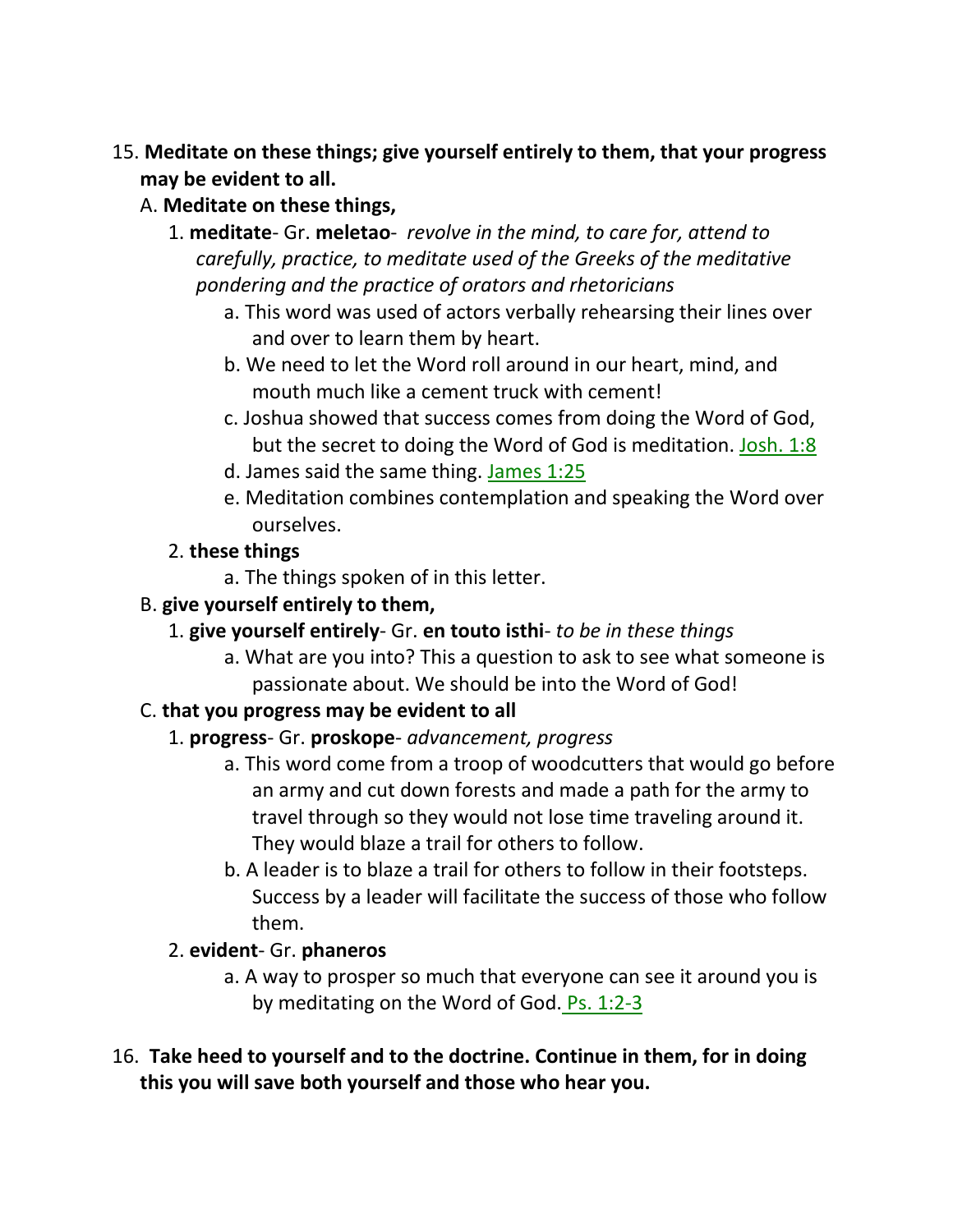15. **Meditate on these things; give yourself entirely to them, that your progress may be evident to all.**

   A. **Meditate on these things,**

      1. **meditate**- Gr. **meletao**- *revolve in the mind, to care for, attend to carefully, practice, to meditate used of the Greeks of the meditative pondering and the practice of orators and rhetoricians*

         a. This word was used of actors verbally rehearsing their lines over and over to learn them by heart.

         b. We need to let the Word roll around in our heart, mind, and mouth much like a cement truck with cement!

         c. Joshua showed that success comes from doing the Word of God, but the secret to doing the Word of God is meditation. Josh. 1:8

         d. James said the same thing. James 1:25

         e. Meditation combines contemplation and speaking the Word over ourselves.

      2. **these things**

         a. The things spoken of in this letter.

   B. **give yourself entirely to them,**

      1. **give yourself entirely**- Gr. **en touto isthi**- *to be in these things*

         a. What are you into? This a question to ask to see what someone is passionate about. We should be into the Word of God!

   C. **that you progress may be evident to all**

      1. **progress**- Gr. **proskope**- *advancement, progress*

         a. This word come from a troop of woodcutters that would go before an army and cut down forests and made a path for the army to travel through so they would not lose time traveling around it. They would blaze a trail for others to follow.

         b. A leader is to blaze a trail for others to follow in their footsteps. Success by a leader will facilitate the success of those who follow them.

      2. **evident**- Gr. **phaneros**

         a. A way to prosper so much that everyone can see it around you is by meditating on the Word of God. Ps. 1:2-3

16. **Take heed to yourself and to the doctrine. Continue in them, for in doing this you will save both yourself and those who hear you.**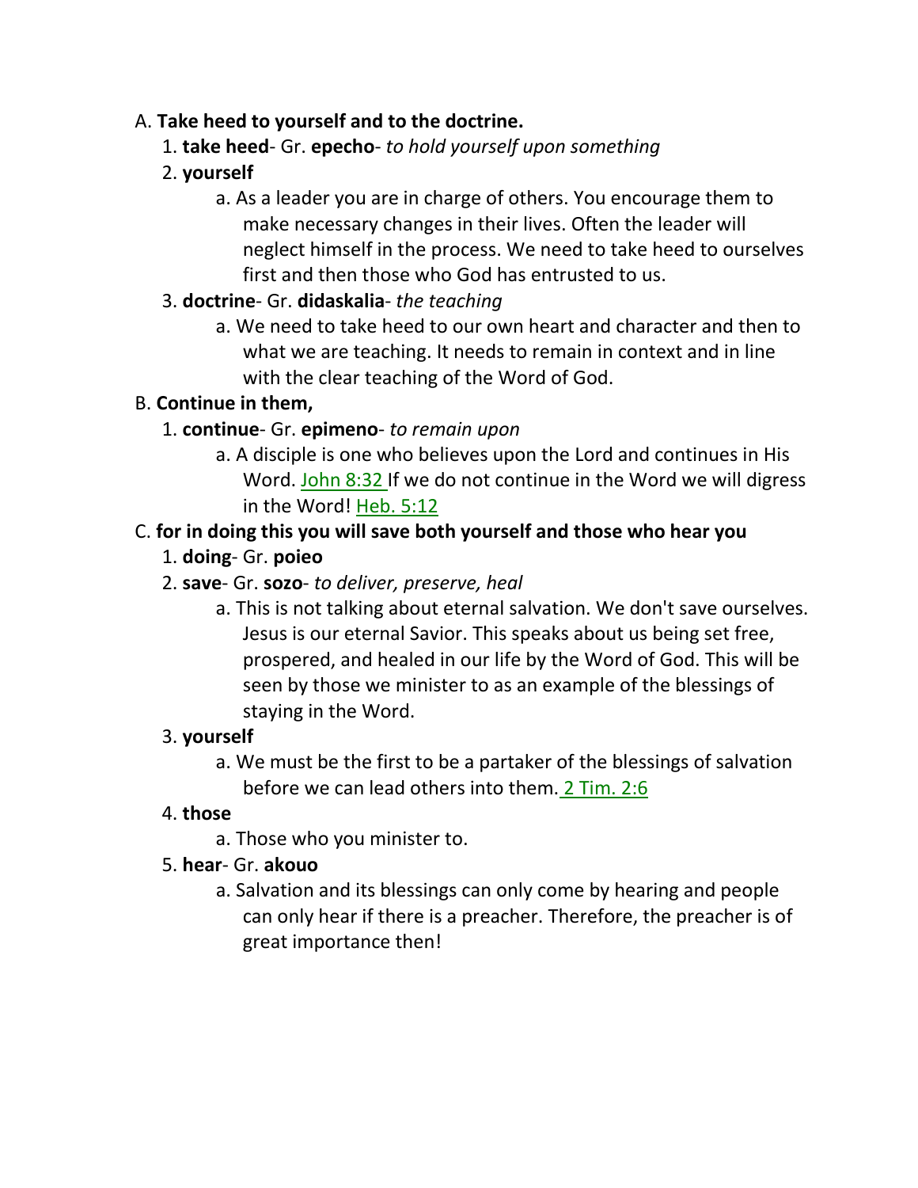A. **Take heed to yourself and to the doctrine.**

1. **take heed**- Gr. **epecho**- *to hold yourself upon something*
2. **yourself**
   a. As a leader you are in charge of others. You encourage them to make necessary changes in their lives. Often the leader will neglect himself in the process. We need to take heed to ourselves first and then those who God has entrusted to us.
3. **doctrine**- Gr. **didaskalia**- *the teaching*
   a. We need to take heed to our own heart and character and then to what we are teaching. It needs to remain in context and in line with the clear teaching of the Word of God.

B. **Continue in them,**

1. **continue**- Gr. **epimeno**- *to remain upon*
   a. A disciple is one who believes upon the Lord and continues in His Word. John 8:32 If we do not continue in the Word we will digress in the Word! Heb. 5:12

C. **for in doing this you will save both yourself and those who hear you**

1. **doing**- Gr. **poieo**
2. **save**- Gr. **sozo**- *to deliver, preserve, heal*
   a. This is not talking about eternal salvation. We don't save ourselves. Jesus is our eternal Savior. This speaks about us being set free, prospered, and healed in our life by the Word of God. This will be seen by those we minister to as an example of the blessings of staying in the Word.
3. **yourself**
   a. We must be the first to be a partaker of the blessings of salvation before we can lead others into them. 2 Tim. 2:6
4. **those**
   a. Those who you minister to.
5. **hear**- Gr. **akouo**
   a. Salvation and its blessings can only come by hearing and people can only hear if there is a preacher. Therefore, the preacher is of great importance then!